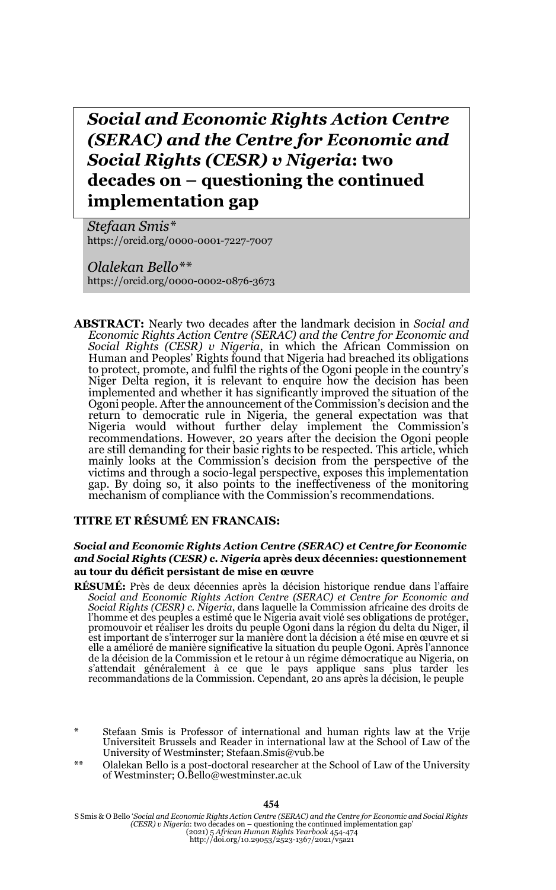# *Social and Economic Rights Action Centre (SERAC) and the Centre for Economic and Social Rights (CESR) v Nigeria*: two decades on – questioning the continued implementation gap

*Stefaan Smis**
https://orcid.org/0000-0001-7227-7007

*Olalekan Bello***
https://orcid.org/0000-0002-0876-3673

**ABSTRACT:** Nearly two decades after the landmark decision in *Social and Economic Rights Action Centre (SERAC) and the Centre for Economic and Social Rights (CESR) v Nigeria*, in which the African Commission on Human and Peoples' Rights found that Nigeria had breached its obligations to protect, promote, and fulfil the rights of the Ogoni people in the country's Niger Delta region, it is relevant to enquire how the decision has been implemented and whether it has significantly improved the situation of the Ogoni people. After the announcement of the Commission's decision and the return to democratic rule in Nigeria, the general expectation was that Nigeria would without further delay implement the Commission's recommendations. However, 20 years after the decision the Ogoni people are still demanding for their basic rights to be respected. This article, which mainly looks at the Commission's decision from the perspective of the victims and through a socio-legal perspective, exposes this implementation gap. By doing so, it also points to the ineffectiveness of the monitoring mechanism of compliance with the Commission's recommendations.

**TITRE ET RÉSUMÉ EN FRANCAIS:**

***Social and Economic Rights Action Centre (SERAC) et Centre for Economic and Social Rights (CESR) c. Nigeria* après deux décennies: questionnement au tour du déficit persistant de mise en œuvre**

**RÉSUMÉ:** Près de deux décennies après la décision historique rendue dans l'affaire *Social and Economic Rights Action Centre (SERAC) et Centre for Economic and Social Rights (CESR) c. Nigeria*, dans laquelle la Commission africaine des droits de l'homme et des peuples a estimé que le Nigeria avait violé ses obligations de protéger, promouvoir et réaliser les droits du peuple Ogoni dans la région du delta du Niger, il est important de s'interroger sur la manière dont la décision a été mise en œuvre et si elle a amélioré de manière significative la situation du peuple Ogoni. Après l'annonce de la décision de la Commission et le retour à un régime démocratique au Nigeria, on s'attendait généralement à ce que le pays applique sans plus tarder les recommandations de la Commission. Cependant, 20 ans après la décision, le peuple

\* Stefaan Smis is Professor of international and human rights law at the Vrije Universiteit Brussels and Reader in international law at the School of Law of the University of Westminster; Stefaan.Smis@vub.be

\*\* Olalekan Bello is a post-doctoral researcher at the School of Law of the University of Westminster; O.Bello@westminster.ac.uk

S Smis & O Bello '*Social and Economic Rights Action Centre (SERAC) and the Centre for Economic and Social Rights (CESR) v Nigeria*: two decades on – questioning the continued implementation gap' (2021) 5 *African Human Rights Yearbook* 454-474
http://doi.org/10.29053/2523-1367/2021/v5a21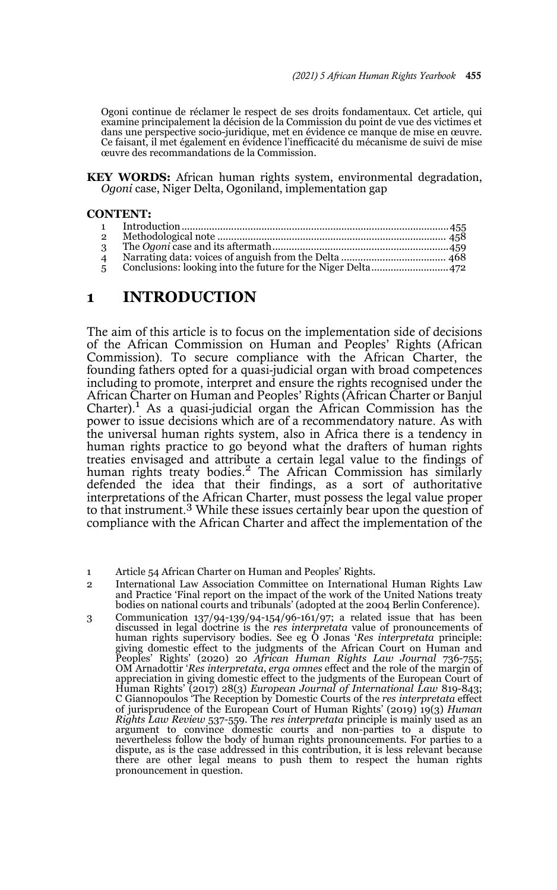Ogoni continue de réclamer le respect de ses droits fondamentaux. Cet article, qui examine principalement la décision de la Commission du point de vue des victimes et dans une perspective socio-juridique, met en évidence ce manque de mise en œuvre. Ce faisant, il met également en évidence l'inefficacité du mécanisme de suivi de mise œuvre des recommandations de la Commission.

**KEY WORDS:** African human rights system, environmental degradation, *Ogoni* case, Niger Delta, Ogoniland, implementation gap

**CONTENT:**

1 Introduction ...... 455
2 Methodological note ...... 458
3 The *Ogoni* case and its aftermath ...... 459
4 Narrating data: voices of anguish from the Delta ...... 468
5 Conclusions: looking into the future for the Niger Delta ...... 472

# 1 INTRODUCTION

The aim of this article is to focus on the implementation side of decisions of the African Commission on Human and Peoples' Rights (African Commission). To secure compliance with the African Charter, the founding fathers opted for a quasi-judicial organ with broad competences including to promote, interpret and ensure the rights recognised under the African Charter on Human and Peoples' Rights (African Charter or Banjul Charter).[1] As a quasi-judicial organ the African Commission has the power to issue decisions which are of a recommendatory nature. As with the universal human rights system, also in Africa there is a tendency in human rights practice to go beyond what the drafters of human rights treaties envisaged and attribute a certain legal value to the findings of human rights treaty bodies.[2] The African Commission has similarly defended the idea that their findings, as a sort of authoritative interpretations of the African Charter, must possess the legal value proper to that instrument.[3] While these issues certainly bear upon the question of compliance with the African Charter and affect the implementation of the

1 Article 54 African Charter on Human and Peoples' Rights.

2 International Law Association Committee on International Human Rights Law and Practice 'Final report on the impact of the work of the United Nations treaty bodies on national courts and tribunals' (adopted at the 2004 Berlin Conference).

3 Communication 137/94-139/94-154/96-161/97; a related issue that has been discussed in legal doctrine is the *res interpretata* value of pronouncements of human rights supervisory bodies. See eg O Jonas '*Res interpretata* principle: giving domestic effect to the judgments of the African Court on Human and Peoples' Rights' (2020) 20 *African Human Rights Law Journal* 736-755; OM Arnadottir '*Res interpretata*, *erga omnes* effect and the role of the margin of appreciation in giving domestic effect to the judgments of the European Court of Human Rights' (2017) 28(3) *European Journal of International Law* 819-843; C Giannopoulos 'The Reception by Domestic Courts of the *res interpretata* effect of jurisprudence of the European Court of Human Rights' (2019) 19(3) *Human Rights Law Review* 537-559. The *res interpretata* principle is mainly used as an argument to convince domestic courts and non-parties to a dispute to nevertheless follow the body of human rights pronouncements. For parties to a dispute, as is the case addressed in this contribution, it is less relevant because there are other legal means to push them to respect the human rights pronouncement in question.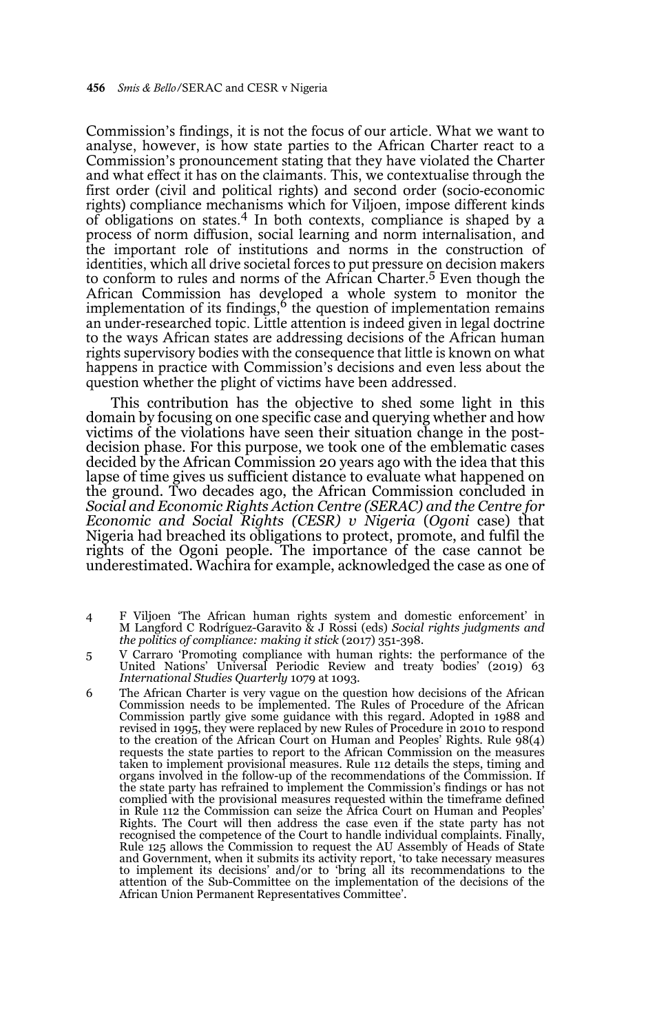Commission's findings, it is not the focus of our article. What we want to analyse, however, is how state parties to the African Charter react to a Commission's pronouncement stating that they have violated the Charter and what effect it has on the claimants. This, we contextualise through the first order (civil and political rights) and second order (socio-economic rights) compliance mechanisms which for Viljoen, impose different kinds of obligations on states.[4] In both contexts, compliance is shaped by a process of norm diffusion, social learning and norm internalisation, and the important role of institutions and norms in the construction of identities, which all drive societal forces to put pressure on decision makers to conform to rules and norms of the African Charter.[5] Even though the African Commission has developed a whole system to monitor the implementation of its findings,[6] the question of implementation remains an under-researched topic. Little attention is indeed given in legal doctrine to the ways African states are addressing decisions of the African human rights supervisory bodies with the consequence that little is known on what happens in practice with Commission's decisions and even less about the question whether the plight of victims have been addressed.

This contribution has the objective to shed some light in this domain by focusing on one specific case and querying whether and how victims of the violations have seen their situation change in the post-decision phase. For this purpose, we took one of the emblematic cases decided by the African Commission 20 years ago with the idea that this lapse of time gives us sufficient distance to evaluate what happened on the ground. Two decades ago, the African Commission concluded in *Social and Economic Rights Action Centre (SERAC) and the Centre for Economic and Social Rights (CESR) v Nigeria* (*Ogoni* case) that Nigeria had breached its obligations to protect, promote, and fulfil the rights of the Ogoni people. The importance of the case cannot be underestimated. Wachira for example, acknowledged the case as one of

4 F Viljoen 'The African human rights system and domestic enforcement' in M Langford C Rodríguez-Garavito & J Rossi (eds) *Social rights judgments and the politics of compliance: making it stick* (2017) 351-398.

5 V Carraro 'Promoting compliance with human rights: the performance of the United Nations' Universal Periodic Review and treaty bodies' (2019) 63 *International Studies Quarterly* 1079 at 1093.

6 The African Charter is very vague on the question how decisions of the African Commission needs to be implemented. The Rules of Procedure of the African Commission partly give some guidance with this regard. Adopted in 1988 and revised in 1995, they were replaced by new Rules of Procedure in 2010 to respond to the creation of the African Court on Human and Peoples' Rights. Rule 98(4) requests the state parties to report to the African Commission on the measures taken to implement provisional measures. Rule 112 details the steps, timing and organs involved in the follow-up of the recommendations of the Commission. If the state party has refrained to implement the Commission's findings or has not complied with the provisional measures requested within the timeframe defined in Rule 112 the Commission can seize the Africa Court on Human and Peoples' Rights. The Court will then address the case even if the state party has not recognised the competence of the Court to handle individual complaints. Finally, Rule 125 allows the Commission to request the AU Assembly of Heads of State and Government, when it submits its activity report, 'to take necessary measures to implement its decisions' and/or to 'bring all its recommendations to the attention of the Sub-Committee on the implementation of the decisions of the African Union Permanent Representatives Committee'.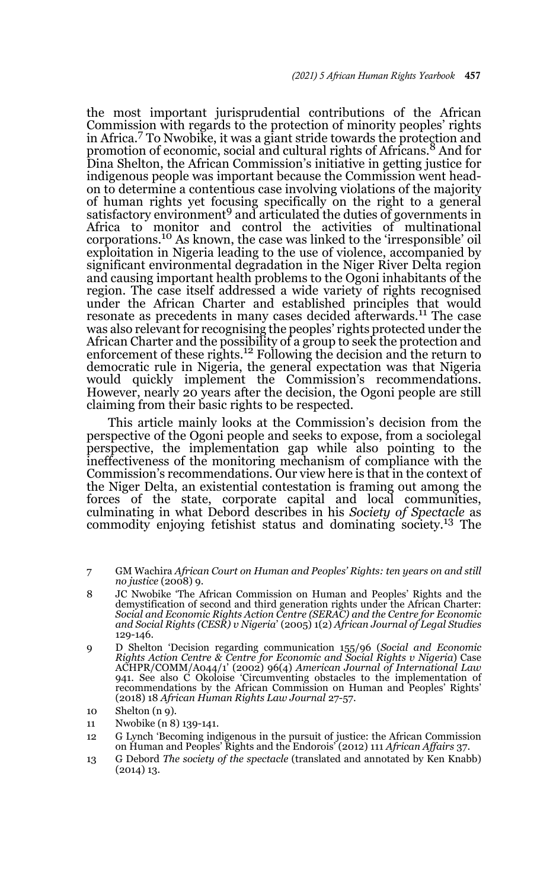the most important jurisprudential contributions of the African Commission with regards to the protection of minority peoples' rights in Africa.[7] To Nwobike, it was a giant stride towards the protection and promotion of economic, social and cultural rights of Africans.[8] And for Dina Shelton, the African Commission's initiative in getting justice for indigenous people was important because the Commission went head-on to determine a contentious case involving violations of the majority of human rights yet focusing specifically on the right to a general satisfactory environment[9] and articulated the duties of governments in Africa to monitor and control the activities of multinational corporations.[10] As known, the case was linked to the 'irresponsible' oil exploitation in Nigeria leading to the use of violence, accompanied by significant environmental degradation in the Niger River Delta region and causing important health problems to the Ogoni inhabitants of the region. The case itself addressed a wide variety of rights recognised under the African Charter and established principles that would resonate as precedents in many cases decided afterwards.[11] The case was also relevant for recognising the peoples' rights protected under the African Charter and the possibility of a group to seek the protection and enforcement of these rights.[12] Following the decision and the return to democratic rule in Nigeria, the general expectation was that Nigeria would quickly implement the Commission's recommendations. However, nearly 20 years after the decision, the Ogoni people are still claiming from their basic rights to be respected.

This article mainly looks at the Commission's decision from the perspective of the Ogoni people and seeks to expose, from a sociolegal perspective, the implementation gap while also pointing to the ineffectiveness of the monitoring mechanism of compliance with the Commission's recommendations. Our view here is that in the context of the Niger Delta, an existential contestation is framing out among the forces of the state, corporate capital and local communities, culminating in what Debord describes in his *Society of Spectacle* as commodity enjoying fetishist status and dominating society.[13] The

---

7 GM Wachira *African Court on Human and Peoples' Rights: ten years on and still no justice* (2008) 9.

8 JC Nwobike 'The African Commission on Human and Peoples' Rights and the demystification of second and third generation rights under the African Charter: *Social and Economic Rights Action Centre (SERAC) and the Centre for Economic and Social Rights (CESR) v Nigeria*' (2005) 1(2) *African Journal of Legal Studies* 129-146.

9 D Shelton 'Decision regarding communication 155/96 (*Social and Economic Rights Action Centre & Centre for Economic and Social Rights v Nigeria*) Case ACHPR/COMM/A044/1' (2002) 96(4) *American Journal of International Law* 941. See also C Okoloise 'Circumventing obstacles to the implementation of recommendations by the African Commission on Human and Peoples' Rights' (2018) 18 *African Human Rights Law Journal* 27-57.

10 Shelton (n 9).

11 Nwobike (n 8) 139-141.

12 G Lynch 'Becoming indigenous in the pursuit of justice: the African Commission on Human and Peoples' Rights and the Endorois' (2012) 111 *African Affairs* 37.

13 G Debord *The society of the spectacle* (translated and annotated by Ken Knabb) (2014) 13.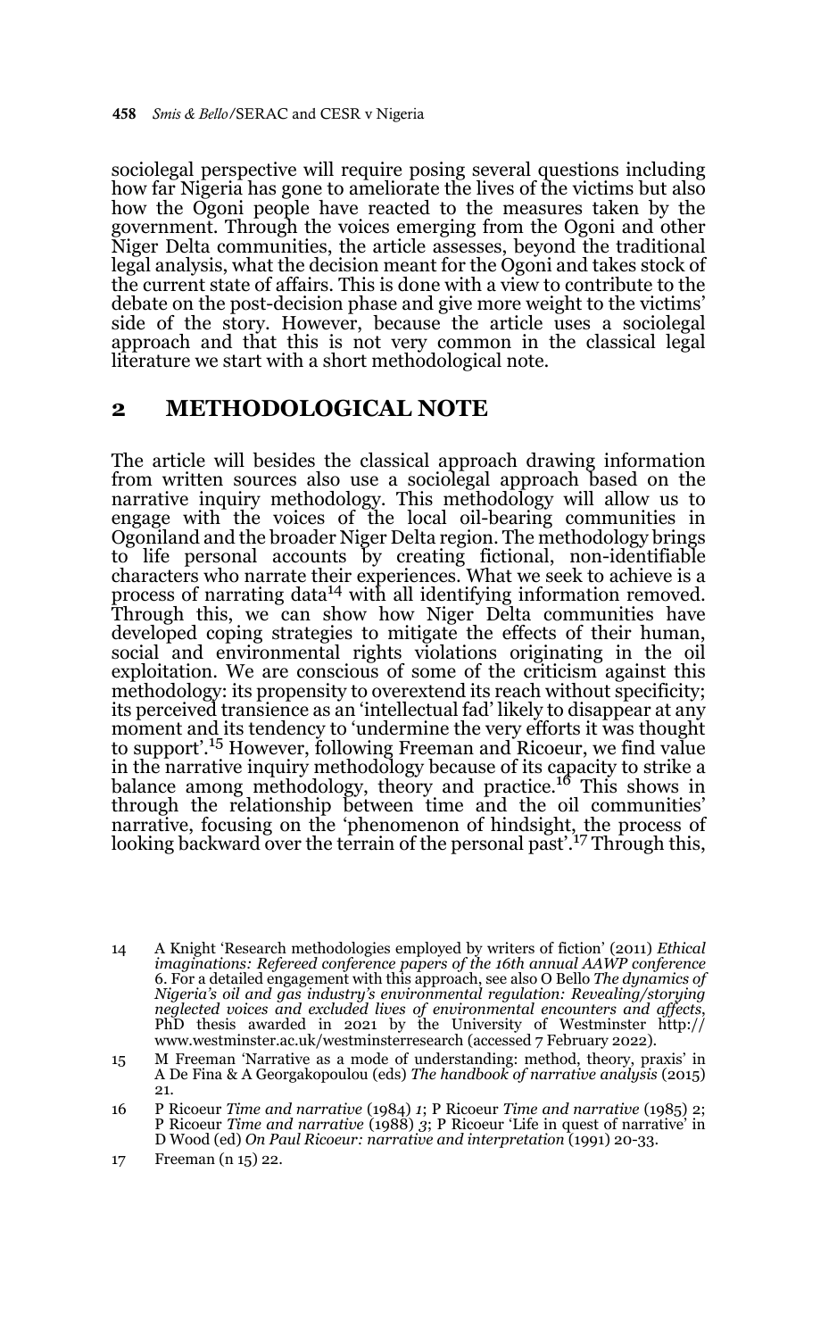sociolegal perspective will require posing several questions including how far Nigeria has gone to ameliorate the lives of the victims but also how the Ogoni people have reacted to the measures taken by the government. Through the voices emerging from the Ogoni and other Niger Delta communities, the article assesses, beyond the traditional legal analysis, what the decision meant for the Ogoni and takes stock of the current state of affairs. This is done with a view to contribute to the debate on the post-decision phase and give more weight to the victims' side of the story. However, because the article uses a sociolegal approach and that this is not very common in the classical legal literature we start with a short methodological note.

## 2 METHODOLOGICAL NOTE

The article will besides the classical approach drawing information from written sources also use a sociolegal approach based on the narrative inquiry methodology. This methodology will allow us to engage with the voices of the local oil-bearing communities in Ogoniland and the broader Niger Delta region. The methodology brings to life personal accounts by creating fictional, non-identifiable characters who narrate their experiences. What we seek to achieve is a process of narrating data[14] with all identifying information removed. Through this, we can show how Niger Delta communities have developed coping strategies to mitigate the effects of their human, social and environmental rights violations originating in the oil exploitation. We are conscious of some of the criticism against this methodology: its propensity to overextend its reach without specificity; its perceived transience as an 'intellectual fad' likely to disappear at any moment and its tendency to 'undermine the very efforts it was thought to support'.[15] However, following Freeman and Ricoeur, we find value in the narrative inquiry methodology because of its capacity to strike a balance among methodology, theory and practice.[16] This shows in through the relationship between time and the oil communities' narrative, focusing on the 'phenomenon of hindsight, the process of looking backward over the terrain of the personal past'.[17] Through this,

14 A Knight 'Research methodologies employed by writers of fiction' (2011) *Ethical imaginations: Refereed conference papers of the 16th annual AAWP conference* 6. For a detailed engagement with this approach, see also O Bello *The dynamics of Nigeria's oil and gas industry's environmental regulation: Revealing/storying neglected voices and excluded lives of environmental encounters and affects*, PhD thesis awarded in 2021 by the University of Westminster http://www.westminster.ac.uk/westminsterresearch (accessed 7 February 2022).

15 M Freeman 'Narrative as a mode of understanding: method, theory, praxis' in A De Fina & A Georgakopoulou (eds) *The handbook of narrative analysis* (2015) 21.

16 P Ricoeur *Time and narrative* (1984) *1*; P Ricoeur *Time and narrative* (1985) 2; P Ricoeur *Time and narrative* (1988) *3*; P Ricoeur 'Life in quest of narrative' in D Wood (ed) *On Paul Ricoeur: narrative and interpretation* (1991) 20-33.

17 Freeman (n 15) 22.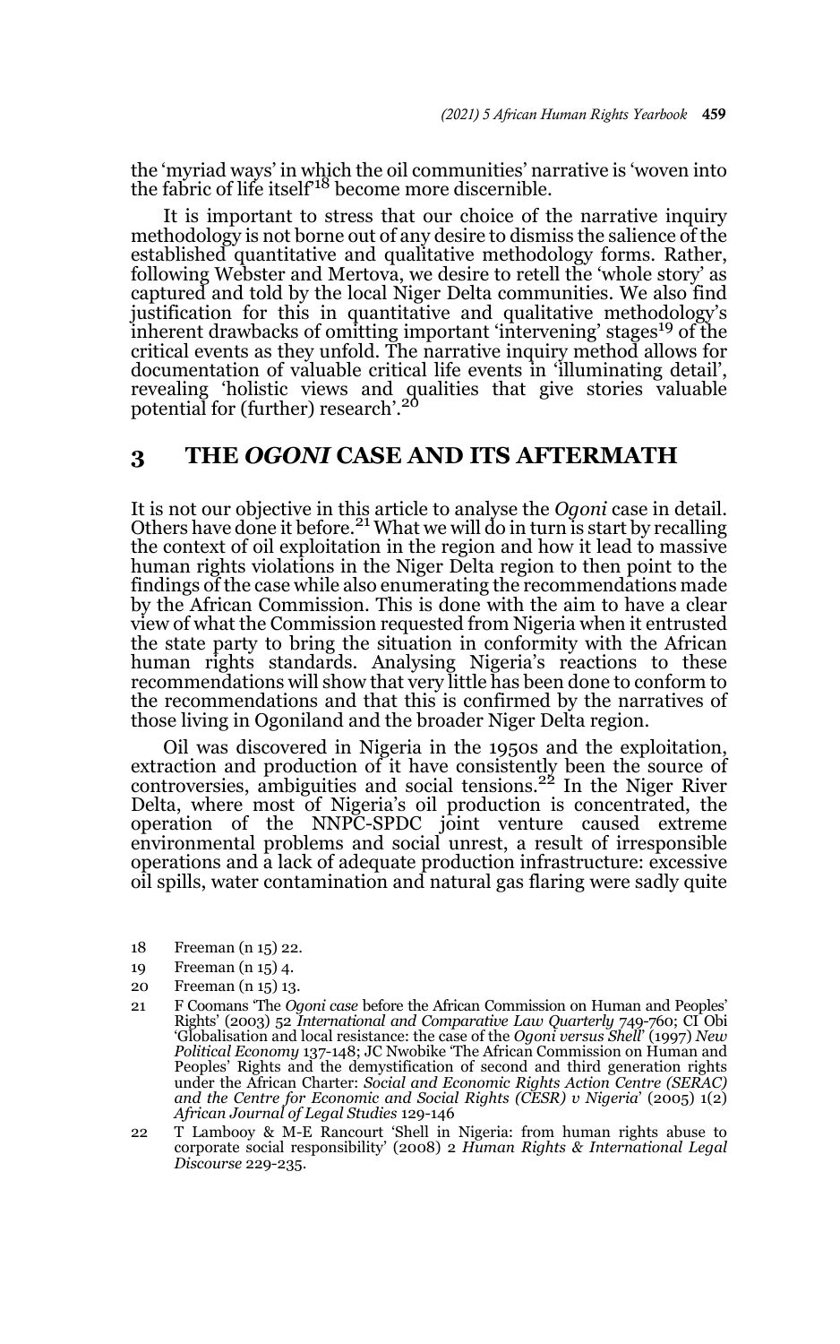the 'myriad ways' in which the oil communities' narrative is 'woven into the fabric of life itself'[18] become more discernible.

It is important to stress that our choice of the narrative inquiry methodology is not borne out of any desire to dismiss the salience of the established quantitative and qualitative methodology forms. Rather, following Webster and Mertova, we desire to retell the 'whole story' as captured and told by the local Niger Delta communities. We also find justification for this in quantitative and qualitative methodology's inherent drawbacks of omitting important 'intervening' stages[19] of the critical events as they unfold. The narrative inquiry method allows for documentation of valuable critical life events in 'illuminating detail', revealing 'holistic views and qualities that give stories valuable potential for (further) research'.[20]

## 3 THE *OGONI* CASE AND ITS AFTERMATH

It is not our objective in this article to analyse the *Ogoni* case in detail. Others have done it before.[21] What we will do in turn is start by recalling the context of oil exploitation in the region and how it lead to massive human rights violations in the Niger Delta region to then point to the findings of the case while also enumerating the recommendations made by the African Commission. This is done with the aim to have a clear view of what the Commission requested from Nigeria when it entrusted the state party to bring the situation in conformity with the African human rights standards. Analysing Nigeria's reactions to these recommendations will show that very little has been done to conform to the recommendations and that this is confirmed by the narratives of those living in Ogoniland and the broader Niger Delta region.

Oil was discovered in Nigeria in the 1950s and the exploitation, extraction and production of it have consistently been the source of controversies, ambiguities and social tensions.[22] In the Niger River Delta, where most of Nigeria's oil production is concentrated, the operation of the NNPC-SPDC joint venture caused extreme environmental problems and social unrest, a result of irresponsible operations and a lack of adequate production infrastructure: excessive oil spills, water contamination and natural gas flaring were sadly quite

---

18 Freeman (n 15) 22.

19 Freeman (n 15) 4.

20 Freeman (n 15) 13.

21 F Coomans 'The *Ogoni case* before the African Commission on Human and Peoples' Rights' (2003) 52 *International and Comparative Law Quarterly* 749-760; CI Obi 'Globalisation and local resistance: the case of the *Ogoni versus Shell*' (1997) *New Political Economy* 137-148; JC Nwobike 'The African Commission on Human and Peoples' Rights and the demystification of second and third generation rights under the African Charter: *Social and Economic Rights Action Centre (SERAC) and the Centre for Economic and Social Rights (CESR) v Nigeria*' (2005) 1(2) *African Journal of Legal Studies* 129-146

22 T Lambooy & M-E Rancourt 'Shell in Nigeria: from human rights abuse to corporate social responsibility' (2008) 2 *Human Rights & International Legal Discourse* 229-235.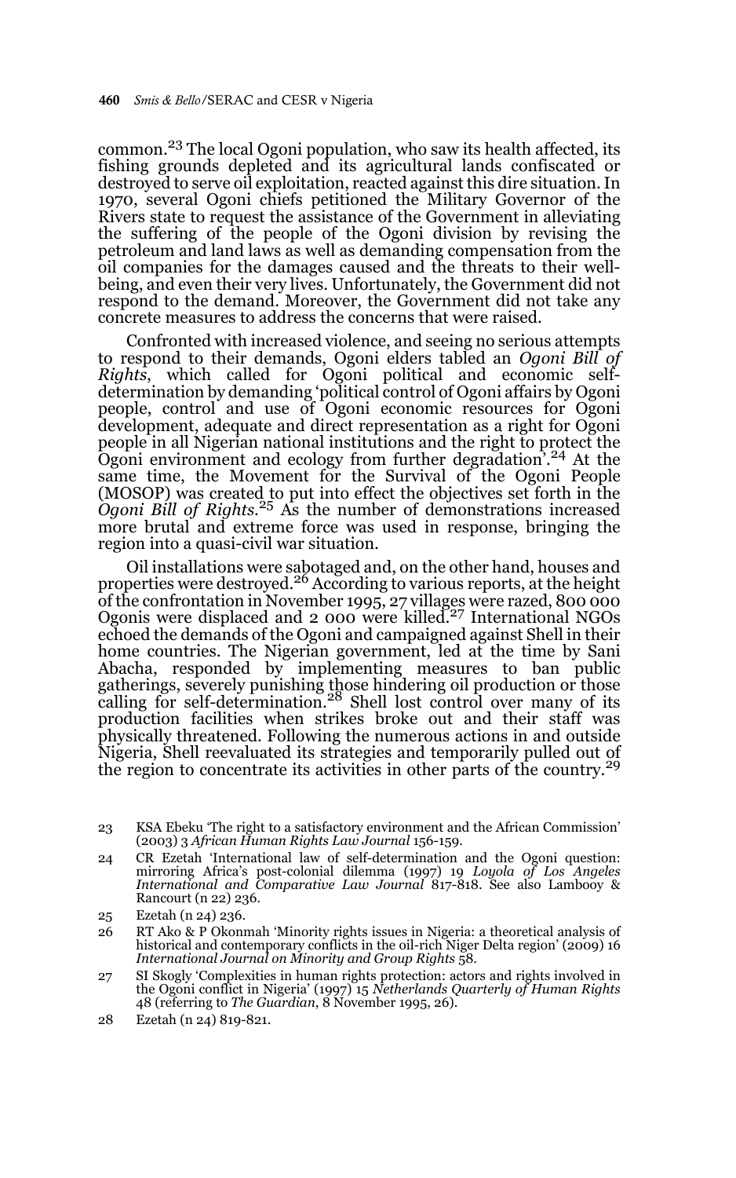common.[23] The local Ogoni population, who saw its health affected, its fishing grounds depleted and its agricultural lands confiscated or destroyed to serve oil exploitation, reacted against this dire situation. In 1970, several Ogoni chiefs petitioned the Military Governor of the Rivers state to request the assistance of the Government in alleviating the suffering of the people of the Ogoni division by revising the petroleum and land laws as well as demanding compensation from the oil companies for the damages caused and the threats to their well-being, and even their very lives. Unfortunately, the Government did not respond to the demand. Moreover, the Government did not take any concrete measures to address the concerns that were raised.

Confronted with increased violence, and seeing no serious attempts to respond to their demands, Ogoni elders tabled an *Ogoni Bill of Rights*, which called for Ogoni political and economic self-determination by demanding 'political control of Ogoni affairs by Ogoni people, control and use of Ogoni economic resources for Ogoni development, adequate and direct representation as a right for Ogoni people in all Nigerian national institutions and the right to protect the Ogoni environment and ecology from further degradation'.[24] At the same time, the Movement for the Survival of the Ogoni People (MOSOP) was created to put into effect the objectives set forth in the *Ogoni Bill of Rights*.[25] As the number of demonstrations increased more brutal and extreme force was used in response, bringing the region into a quasi-civil war situation.

Oil installations were sabotaged and, on the other hand, houses and properties were destroyed.[26] According to various reports, at the height of the confrontation in November 1995, 27 villages were razed, 800 000 Ogonis were displaced and 2 000 were killed.[27] International NGOs echoed the demands of the Ogoni and campaigned against Shell in their home countries. The Nigerian government, led at the time by Sani Abacha, responded by implementing measures to ban public gatherings, severely punishing those hindering oil production or those calling for self-determination.[28] Shell lost control over many of its production facilities when strikes broke out and their staff was physically threatened. Following the numerous actions in and outside Nigeria, Shell reevaluated its strategies and temporarily pulled out of the region to concentrate its activities in other parts of the country.[29]

23 KSA Ebeku 'The right to a satisfactory environment and the African Commission' (2003) 3 *African Human Rights Law Journal* 156-159.

24 CR Ezetah 'International law of self-determination and the Ogoni question: mirroring Africa's post-colonial dilemma (1997) 19 *Loyola of Los Angeles International and Comparative Law Journal* 817-818. See also Lambooy & Rancourt (n 22) 236.

25 Ezetah (n 24) 236.

26 RT Ako & P Okonmah 'Minority rights issues in Nigeria: a theoretical analysis of historical and contemporary conflicts in the oil-rich Niger Delta region' (2009) 16 *International Journal on Minority and Group Rights* 58.

27 SI Skogly 'Complexities in human rights protection: actors and rights involved in the Ogoni conflict in Nigeria' (1997) 15 *Netherlands Quarterly of Human Rights* 48 (referring to *The Guardian*, 8 November 1995, 26).

28 Ezetah (n 24) 819-821.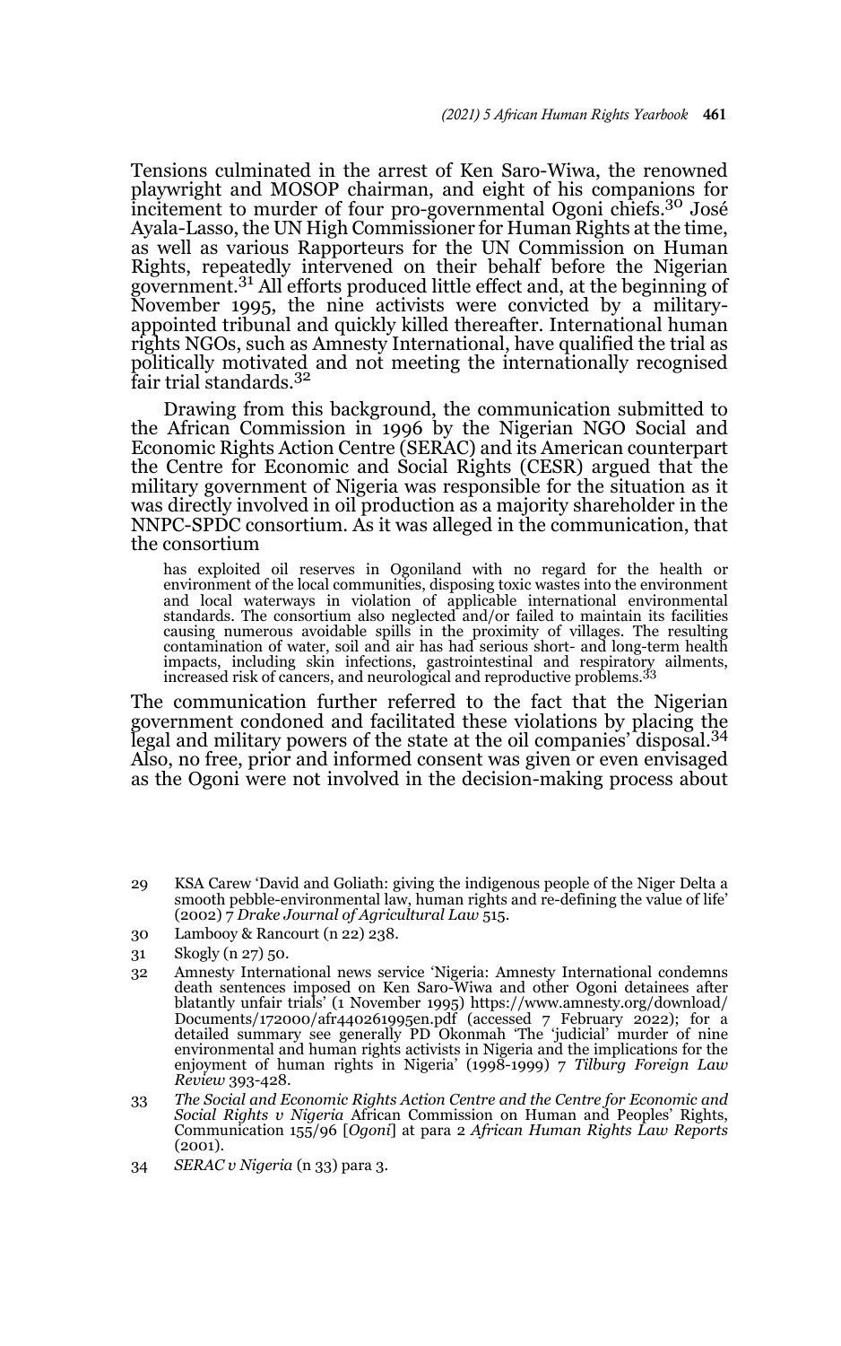Tensions culminated in the arrest of Ken Saro-Wiwa, the renowned playwright and MOSOP chairman, and eight of his companions for incitement to murder of four pro-governmental Ogoni chiefs.[30] José Ayala-Lasso, the UN High Commissioner for Human Rights at the time, as well as various Rapporteurs for the UN Commission on Human Rights, repeatedly intervened on their behalf before the Nigerian government.[31] All efforts produced little effect and, at the beginning of November 1995, the nine activists were convicted by a military-appointed tribunal and quickly killed thereafter. International human rights NGOs, such as Amnesty International, have qualified the trial as politically motivated and not meeting the internationally recognised fair trial standards.[32]

Drawing from this background, the communication submitted to the African Commission in 1996 by the Nigerian NGO Social and Economic Rights Action Centre (SERAC) and its American counterpart the Centre for Economic and Social Rights (CESR) argued that the military government of Nigeria was responsible for the situation as it was directly involved in oil production as a majority shareholder in the NNPC-SPDC consortium. As it was alleged in the communication, that the consortium

> has exploited oil reserves in Ogoniland with no regard for the health or environment of the local communities, disposing toxic wastes into the environment and local waterways in violation of applicable international environmental standards. The consortium also neglected and/or failed to maintain its facilities causing numerous avoidable spills in the proximity of villages. The resulting contamination of water, soil and air has had serious short- and long-term health impacts, including skin infections, gastrointestinal and respiratory ailments, increased risk of cancers, and neurological and reproductive problems.[33]

The communication further referred to the fact that the Nigerian government condoned and facilitated these violations by placing the legal and military powers of the state at the oil companies' disposal.[34] Also, no free, prior and informed consent was given or even envisaged as the Ogoni were not involved in the decision-making process about

---

29 KSA Carew 'David and Goliath: giving the indigenous people of the Niger Delta a smooth pebble-environmental law, human rights and re-defining the value of life' (2002) 7 *Drake Journal of Agricultural Law* 515.

30 Lambooy & Rancourt (n 22) 238.

31 Skogly (n 27) 50.

32 Amnesty International news service 'Nigeria: Amnesty International condemns death sentences imposed on Ken Saro-Wiwa and other Ogoni detainees after blatantly unfair trials' (1 November 1995) https://www.amnesty.org/download/Documents/172000/afr440261995en.pdf (accessed 7 February 2022); for a detailed summary see generally PD Okonmah 'The 'judicial' murder of nine environmental and human rights activists in Nigeria and the implications for the enjoyment of human rights in Nigeria' (1998-1999) 7 *Tilburg Foreign Law Review* 393-428.

33 *The Social and Economic Rights Action Centre and the Centre for Economic and Social Rights v Nigeria* African Commission on Human and Peoples' Rights, Communication 155/96 [*Ogoni*] at para 2 *African Human Rights Law Reports* (2001).

34 *SERAC v Nigeria* (n 33) para 3.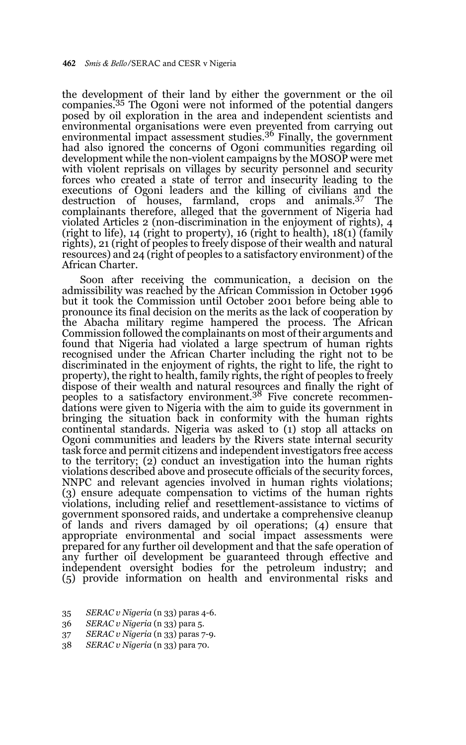the development of their land by either the government or the oil companies.[35] The Ogoni were not informed of the potential dangers posed by oil exploration in the area and independent scientists and environmental organisations were even prevented from carrying out environmental impact assessment studies.[36] Finally, the government had also ignored the concerns of Ogoni communities regarding oil development while the non-violent campaigns by the MOSOP were met with violent reprisals on villages by security personnel and security forces who created a state of terror and insecurity leading to the executions of Ogoni leaders and the killing of civilians and the destruction of houses, farmland, crops and animals.[37] The complainants therefore, alleged that the government of Nigeria had violated Articles 2 (non-discrimination in the enjoyment of rights), 4 (right to life), 14 (right to property), 16 (right to health), 18(1) (family rights), 21 (right of peoples to freely dispose of their wealth and natural resources) and 24 (right of peoples to a satisfactory environment) of the African Charter.

Soon after receiving the communication, a decision on the admissibility was reached by the African Commission in October 1996 but it took the Commission until October 2001 before being able to pronounce its final decision on the merits as the lack of cooperation by the Abacha military regime hampered the process. The African Commission followed the complainants on most of their arguments and found that Nigeria had violated a large spectrum of human rights recognised under the African Charter including the right not to be discriminated in the enjoyment of rights, the right to life, the right to property), the right to health, family rights, the right of peoples to freely dispose of their wealth and natural resources and finally the right of peoples to a satisfactory environment.[38] Five concrete recommendations were given to Nigeria with the aim to guide its government in bringing the situation back in conformity with the human rights continental standards. Nigeria was asked to (1) stop all attacks on Ogoni communities and leaders by the Rivers state internal security task force and permit citizens and independent investigators free access to the territory; (2) conduct an investigation into the human rights violations described above and prosecute officials of the security forces, NNPC and relevant agencies involved in human rights violations; (3) ensure adequate compensation to victims of the human rights violations, including relief and resettlement-assistance to victims of government sponsored raids, and undertake a comprehensive cleanup of lands and rivers damaged by oil operations; (4) ensure that appropriate environmental and social impact assessments were prepared for any further oil development and that the safe operation of any further oil development be guaranteed through effective and independent oversight bodies for the petroleum industry; and (5) provide information on health and environmental risks and

35 *SERAC v Nigeria* (n 33) paras 4-6.

36 *SERAC v Nigeria* (n 33) para 5.

37 *SERAC v Nigeria* (n 33) paras 7-9.

38 *SERAC v Nigeria* (n 33) para 70.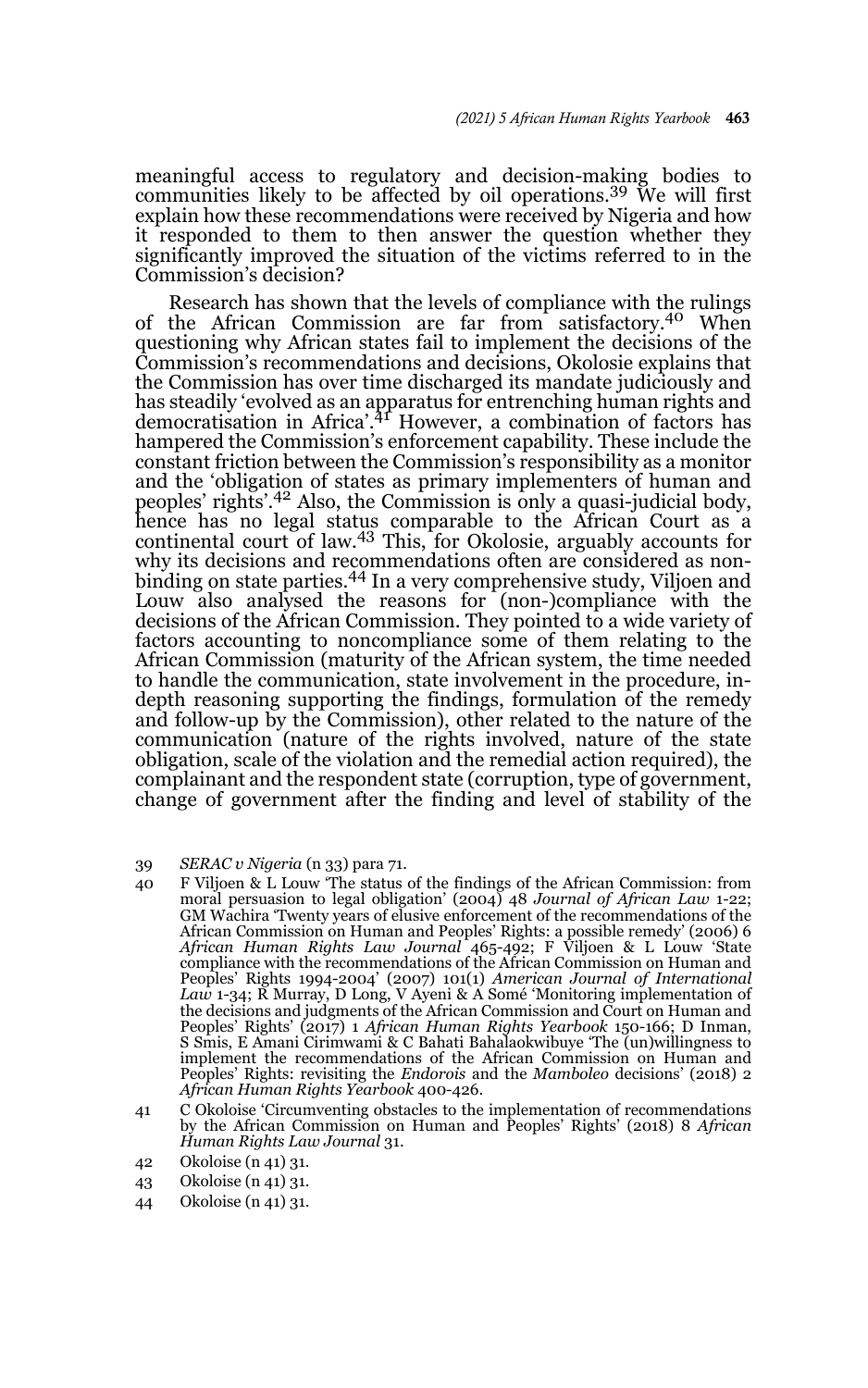meaningful access to regulatory and decision-making bodies to communities likely to be affected by oil operations.[39] We will first explain how these recommendations were received by Nigeria and how it responded to them to then answer the question whether they significantly improved the situation of the victims referred to in the Commission's decision?

Research has shown that the levels of compliance with the rulings of the African Commission are far from satisfactory.[40] When questioning why African states fail to implement the decisions of the Commission's recommendations and decisions, Okolosie explains that the Commission has over time discharged its mandate judiciously and has steadily 'evolved as an apparatus for entrenching human rights and democratisation in Africa'.[41] However, a combination of factors has hampered the Commission's enforcement capability. These include the constant friction between the Commission's responsibility as a monitor and the 'obligation of states as primary implementers of human and peoples' rights'.[42] Also, the Commission is only a quasi-judicial body, hence has no legal status comparable to the African Court as a continental court of law.[43] This, for Okolosie, arguably accounts for why its decisions and recommendations often are considered as non-binding on state parties.[44] In a very comprehensive study, Viljoen and Louw also analysed the reasons for (non-)compliance with the decisions of the African Commission. They pointed to a wide variety of factors accounting to noncompliance some of them relating to the African Commission (maturity of the African system, the time needed to handle the communication, state involvement in the procedure, in-depth reasoning supporting the findings, formulation of the remedy and follow-up by the Commission), other related to the nature of the communication (nature of the rights involved, nature of the state obligation, scale of the violation and the remedial action required), the complainant and the respondent state (corruption, type of government, change of government after the finding and level of stability of the

---

39 *SERAC v Nigeria* (n 33) para 71.

40 F Viljoen & L Louw 'The status of the findings of the African Commission: from moral persuasion to legal obligation' (2004) 48 *Journal of African Law* 1-22; GM Wachira 'Twenty years of elusive enforcement of the recommendations of the African Commission on Human and Peoples' Rights: a possible remedy' (2006) 6 *African Human Rights Law Journal* 465-492; F Viljoen & L Louw 'State compliance with the recommendations of the African Commission on Human and Peoples' Rights 1994-2004' (2007) 101(1) *American Journal of International Law* 1-34; R Murray, D Long, V Ayeni & A Somé 'Monitoring implementation of the decisions and judgments of the African Commission and Court on Human and Peoples' Rights' (2017) 1 *African Human Rights Yearbook* 150-166; D Inman, S Smis, E Amani Cirimwami & C Bahati Bahalaokwibuye 'The (un)willingness to implement the recommendations of the African Commission on Human and Peoples' Rights: revisiting the *Endorois* and the *Mamboleo* decisions' (2018) 2 *African Human Rights Yearbook* 400-426.

41 C Okoloise 'Circumventing obstacles to the implementation of recommendations by the African Commission on Human and Peoples' Rights' (2018) 8 *African Human Rights Law Journal* 31.

42 Okoloise (n 41) 31.

43 Okoloise (n 41) 31.

44 Okoloise (n 41) 31.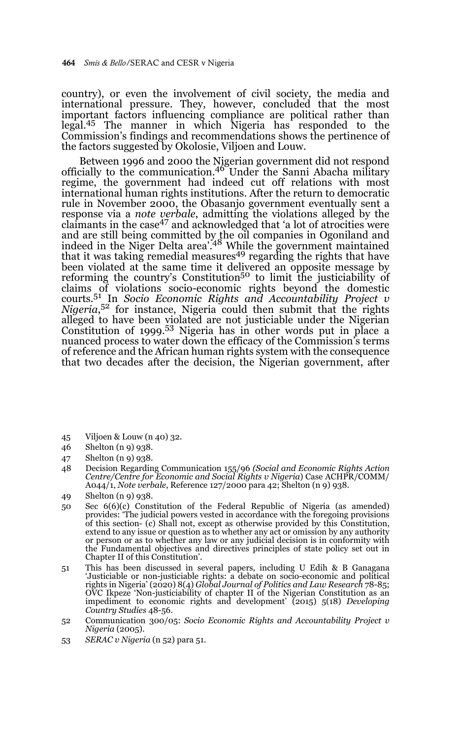country), or even the involvement of civil society, the media and international pressure. They, however, concluded that the most important factors influencing compliance are political rather than legal.[45] The manner in which Nigeria has responded to the Commission's findings and recommendations shows the pertinence of the factors suggested by Okolosie, Viljoen and Louw.

Between 1996 and 2000 the Nigerian government did not respond officially to the communication.[46] Under the Sanni Abacha military regime, the government had indeed cut off relations with most international human rights institutions. After the return to democratic rule in November 2000, the Obasanjo government eventually sent a response via a *note verbale*, admitting the violations alleged by the claimants in the case[47] and acknowledged that 'a lot of atrocities were and are still being committed by the oil companies in Ogoniland and indeed in the Niger Delta area'.[48] While the government maintained that it was taking remedial measures[49] regarding the rights that have been violated at the same time it delivered an opposite message by reforming the country's Constitution[50] to limit the justiciability of claims of violations socio-economic rights beyond the domestic courts.[51] In *Socio Economic Rights and Accountability Project v Nigeria*,[52] for instance, Nigeria could then submit that the rights alleged to have been violated are not justiciable under the Nigerian Constitution of 1999.[53] Nigeria has in other words put in place a nuanced process to water down the efficacy of the Commission's terms of reference and the African human rights system with the consequence that two decades after the decision, the Nigerian government, after

45 Viljoen & Louw (n 40) 32.

46 Shelton (n 9) 938.

47 Shelton (n 9) 938.

48 Decision Regarding Communication 155/96 *(Social and Economic Rights Action Centre/Centre for Economic and Social Rights v Nigeria*) Case ACHPR/COMM/A044/1, *Note verbale*, Reference 127/2000 para 42; Shelton (n 9) 938.

49 Shelton (n 9) 938.

50 Sec 6(6)(c) Constitution of the Federal Republic of Nigeria (as amended) provides: 'The judicial powers vested in accordance with the foregoing provisions of this section- (c) Shall not, except as otherwise provided by this Constitution, extend to any issue or question as to whether any act or omission by any authority or person or as to whether any law or any judicial decision is in conformity with the Fundamental objectives and directives principles of state policy set out in Chapter II of this Constitution'.

51 This has been discussed in several papers, including U Edih & B Ganagana 'Justiciable or non-justiciable rights: a debate on socio-economic and political rights in Nigeria' (2020) 8(4) *Global Journal of Politics and Law Research* 78-85; OVC Ikpeze 'Non-justiciability of chapter II of the Nigerian Constitution as an impediment to economic rights and development' (2015) 5(18) *Developing Country Studies* 48-56.

52 Communication 300/05: *Socio Economic Rights and Accountability Project v Nigeria* (2005).

53 *SERAC v Nigeria* (n 52) para 51.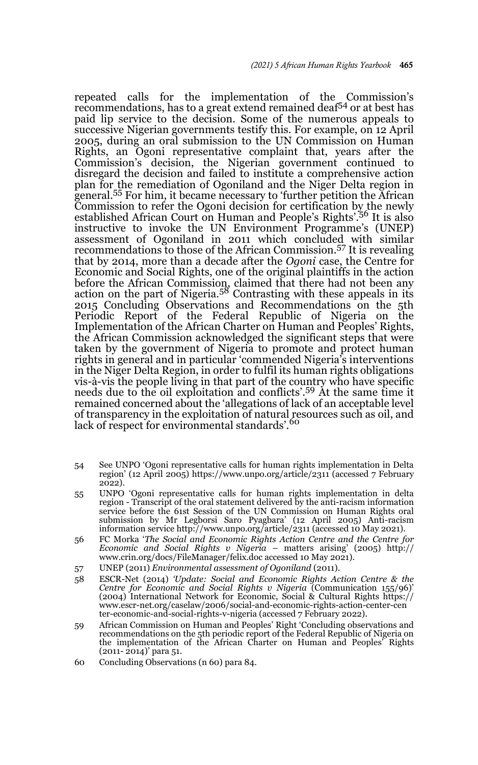repeated calls for the implementation of the Commission's recommendations, has to a great extend remained deaf[54] or at best has paid lip service to the decision. Some of the numerous appeals to successive Nigerian governments testify this. For example, on 12 April 2005, during an oral submission to the UN Commission on Human Rights, an Ogoni representative complaint that, years after the Commission's decision, the Nigerian government continued to disregard the decision and failed to institute a comprehensive action plan for the remediation of Ogoniland and the Niger Delta region in general.[55] For him, it became necessary to 'further petition the African Commission to refer the Ogoni decision for certification by the newly established African Court on Human and People's Rights'.[56] It is also instructive to invoke the UN Environment Programme's (UNEP) assessment of Ogoniland in 2011 which concluded with similar recommendations to those of the African Commission.[57] It is revealing that by 2014, more than a decade after the *Ogoni* case, the Centre for Economic and Social Rights, one of the original plaintiffs in the action before the African Commission, claimed that there had not been any action on the part of Nigeria.[58] Contrasting with these appeals in its 2015 Concluding Observations and Recommendations on the 5th Periodic Report of the Federal Republic of Nigeria on the Implementation of the African Charter on Human and Peoples' Rights, the African Commission acknowledged the significant steps that were taken by the government of Nigeria to promote and protect human rights in general and in particular 'commended Nigeria's interventions in the Niger Delta Region, in order to fulfil its human rights obligations vis-à-vis the people living in that part of the country who have specific needs due to the oil exploitation and conflicts'.[59] At the same time it remained concerned about the 'allegations of lack of an acceptable level of transparency in the exploitation of natural resources such as oil, and lack of respect for environmental standards'.[60]

---

54 See UNPO 'Ogoni representative calls for human rights implementation in Delta region' (12 April 2005) https://www.unpo.org/article/2311 (accessed 7 February 2022).

55 UNPO 'Ogoni representative calls for human rights implementation in delta region - Transcript of the oral statement delivered by the anti-racism information service before the 61st Session of the UN Commission on Human Rights oral submission by Mr Legborsi Saro Pyagbara' (12 April 2005) Anti-racism information service http://www.unpo.org/article/2311 (accessed 10 May 2021).

56 FC Morka '*The Social and Economic Rights Action Centre and the Centre for Economic and Social Rights v Nigeria* – matters arising' (2005) http://www.crin.org/docs/FileManager/felix.doc accessed 10 May 2021).

57 UNEP (2011) *Environmental assessment of Ogoniland* (2011).

58 ESCR-Net (2014) *'Update: Social and Economic Rights Action Centre & the Centre for Economic and Social Rights v Nigeria* (Communication 155/96)' (2004) International Network for Economic, Social & Cultural Rights https://www.escr-net.org/caselaw/2006/social-and-economic-rights-action-center-center-economic-and-social-rights-v-nigeria (accessed 7 February 2022).

59 African Commission on Human and Peoples' Right 'Concluding observations and recommendations on the 5th periodic report of the Federal Republic of Nigeria on the implementation of the African Charter on Human and Peoples' Rights (2011- 2014)' para 51.

60 Concluding Observations (n 60) para 84.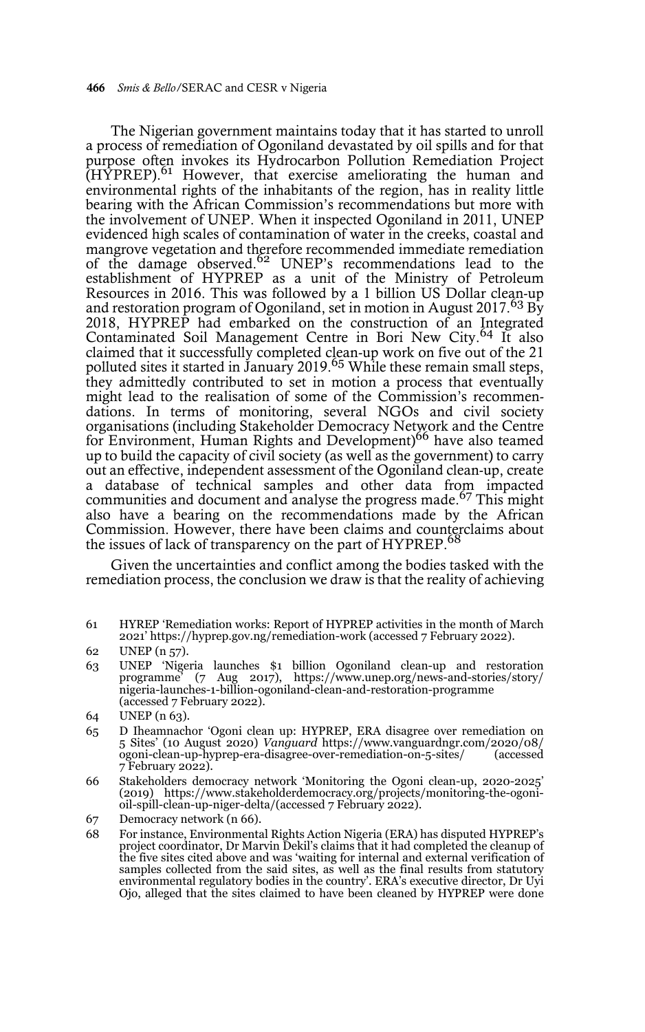The Nigerian government maintains today that it has started to unroll a process of remediation of Ogoniland devastated by oil spills and for that purpose often invokes its Hydrocarbon Pollution Remediation Project (HYPREP).[61] However, that exercise ameliorating the human and environmental rights of the inhabitants of the region, has in reality little bearing with the African Commission's recommendations but more with the involvement of UNEP. When it inspected Ogoniland in 2011, UNEP evidenced high scales of contamination of water in the creeks, coastal and mangrove vegetation and therefore recommended immediate remediation of the damage observed.[62] UNEP's recommendations lead to the establishment of HYPREP as a unit of the Ministry of Petroleum Resources in 2016. This was followed by a 1 billion US Dollar clean-up and restoration program of Ogoniland, set in motion in August 2017.[63] By 2018, HYPREP had embarked on the construction of an Integrated Contaminated Soil Management Centre in Bori New City.[64] It also claimed that it successfully completed clean-up work on five out of the 21 polluted sites it started in January 2019.[65] While these remain small steps, they admittedly contributed to set in motion a process that eventually might lead to the realisation of some of the Commission's recommendations. In terms of monitoring, several NGOs and civil society organisations (including Stakeholder Democracy Network and the Centre for Environment, Human Rights and Development)[66] have also teamed up to build the capacity of civil society (as well as the government) to carry out an effective, independent assessment of the Ogoniland clean-up, create a database of technical samples and other data from impacted communities and document and analyse the progress made.[67] This might also have a bearing on the recommendations made by the African Commission. However, there have been claims and counterclaims about the issues of lack of transparency on the part of HYPREP.[68]

Given the uncertainties and conflict among the bodies tasked with the remediation process, the conclusion we draw is that the reality of achieving

---

61 HYREP 'Remediation works: Report of HYPREP activities in the month of March 2021' https://hyprep.gov.ng/remediation-work (accessed 7 February 2022).

62 UNEP (n 57).

63 UNEP 'Nigeria launches $1 billion Ogoniland clean-up and restoration programme' (7 Aug 2017), https://www.unep.org/news-and-stories/story/nigeria-launches-1-billion-ogoniland-clean-and-restoration-programme (accessed 7 February 2022).

64 UNEP (n 63).

65 D Iheamnachor 'Ogoni clean up: HYPREP, ERA disagree over remediation on 5 Sites' (10 August 2020) *Vanguard* https://www.vanguardngr.com/2020/08/ogoni-clean-up-hyprep-era-disagree-over-remediation-on-5-sites/ (accessed 7 February 2022).

66 Stakeholders democracy network 'Monitoring the Ogoni clean-up, 2020-2025' (2019) https://www.stakeholderdemocracy.org/projects/monitoring-the-ogoni-oil-spill-clean-up-niger-delta/(accessed 7 February 2022).

67 Democracy network (n 66).

68 For instance, Environmental Rights Action Nigeria (ERA) has disputed HYPREP's project coordinator, Dr Marvin Dekil's claims that it had completed the cleanup of the five sites cited above and was 'waiting for internal and external verification of samples collected from the said sites, as well as the final results from statutory environmental regulatory bodies in the country'. ERA's executive director, Dr Uyi Ojo, alleged that the sites claimed to have been cleaned by HYPREP were done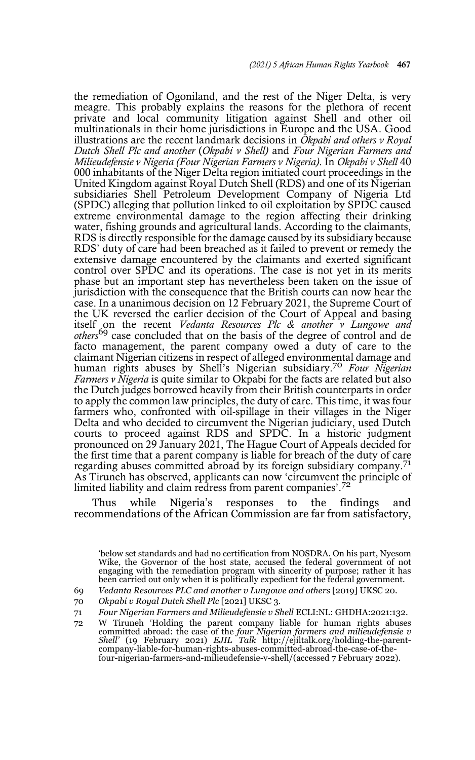the remediation of Ogoniland, and the rest of the Niger Delta, is very meagre. This probably explains the reasons for the plethora of recent private and local community litigation against Shell and other oil multinationals in their home jurisdictions in Europe and the USA. Good illustrations are the recent landmark decisions in *Okpabi and others v Royal Dutch Shell Plc and another* (*Okpabi v Shell)* and *Four Nigerian Farmers and Milieudefensie v Nigeria (Four Nigerian Farmers v Nigeria)*. In *Okpabi v Shell* 40 000 inhabitants of the Niger Delta region initiated court proceedings in the United Kingdom against Royal Dutch Shell (RDS) and one of its Nigerian subsidiaries Shell Petroleum Development Company of Nigeria Ltd (SPDC) alleging that pollution linked to oil exploitation by SPDC caused extreme environmental damage to the region affecting their drinking water, fishing grounds and agricultural lands. According to the claimants, RDS is directly responsible for the damage caused by its subsidiary because RDS' duty of care had been breached as it failed to prevent or remedy the extensive damage encountered by the claimants and exerted significant control over SPDC and its operations. The case is not yet in its merits phase but an important step has nevertheless been taken on the issue of jurisdiction with the consequence that the British courts can now hear the case. In a unanimous decision on 12 February 2021, the Supreme Court of the UK reversed the earlier decision of the Court of Appeal and basing itself on the recent *Vedanta Resources Plc & another v Lungowe and others*[69] case concluded that on the basis of the degree of control and de facto management, the parent company owed a duty of care to the claimant Nigerian citizens in respect of alleged environmental damage and human rights abuses by Shell's Nigerian subsidiary.[70] *Four Nigerian Farmers v Nigeria* is quite similar to Okpabi for the facts are related but also the Dutch judges borrowed heavily from their British counterparts in order to apply the common law principles, the duty of care. This time, it was four farmers who, confronted with oil-spillage in their villages in the Niger Delta and who decided to circumvent the Nigerian judiciary, used Dutch courts to proceed against RDS and SPDC. In a historic judgment pronounced on 29 January 2021, The Hague Court of Appeals decided for the first time that a parent company is liable for breach of the duty of care regarding abuses committed abroad by its foreign subsidiary company.[71] As Tiruneh has observed, applicants can now 'circumvent the principle of limited liability and claim redress from parent companies'.[72]

Thus while Nigeria's responses to the findings and recommendations of the African Commission are far from satisfactory,

'below set standards and had no certification from NOSDRA. On his part, Nyesom Wike, the Governor of the host state, accused the federal government of not engaging with the remediation program with sincerity of purpose; rather it has been carried out only when it is politically expedient for the federal government.

69 *Vedanta Resources PLC and another v Lungowe and others* [2019] UKSC 20.

70 *Okpabi v Royal Dutch Shell Plc* [2021] UKSC 3.

71 *Four Nigerian Farmers and Milieudefensie v Shell* ECLI:NL: GHDHA:2021:132.

72 W Tiruneh 'Holding the parent company liable for human rights abuses committed abroad: the case of the *four Nigerian farmers and milieudefensie v Shell*' (19 February 2021) *EJIL Talk* http://ejiltalk.org/holding-the-parent-company-liable-for-human-rights-abuses-committed-abroad-the-case-of-the-four-nigerian-farmers-and-milieudefensie-v-shell/(accessed 7 February 2022).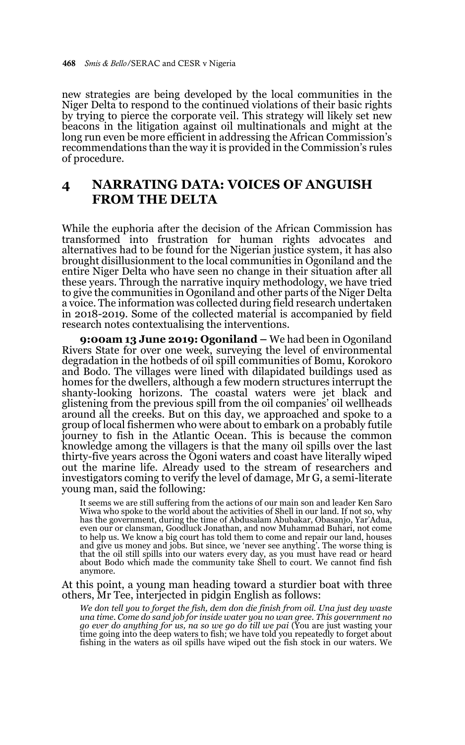new strategies are being developed by the local communities in the Niger Delta to respond to the continued violations of their basic rights by trying to pierce the corporate veil. This strategy will likely set new beacons in the litigation against oil multinationals and might at the long run even be more efficient in addressing the African Commission's recommendations than the way it is provided in the Commission's rules of procedure.

## 4 NARRATING DATA: VOICES OF ANGUISH FROM THE DELTA

While the euphoria after the decision of the African Commission has transformed into frustration for human rights advocates and alternatives had to be found for the Nigerian justice system, it has also brought disillusionment to the local communities in Ogoniland and the entire Niger Delta who have seen no change in their situation after all these years. Through the narrative inquiry methodology, we have tried to give the communities in Ogoniland and other parts of the Niger Delta a voice. The information was collected during field research undertaken in 2018-2019. Some of the collected material is accompanied by field research notes contextualising the interventions.

**9:00am 13 June 2019: Ogoniland** – We had been in Ogoniland Rivers State for over one week, surveying the level of environmental degradation in the hotbeds of oil spill communities of Bomu, Korokoro and Bodo. The villages were lined with dilapidated buildings used as homes for the dwellers, although a few modern structures interrupt the shanty-looking horizons. The coastal waters were jet black and glistening from the previous spill from the oil companies' oil wellheads around all the creeks. But on this day, we approached and spoke to a group of local fishermen who were about to embark on a probably futile journey to fish in the Atlantic Ocean. This is because the common knowledge among the villagers is that the many oil spills over the last thirty-five years across the Ogoni waters and coast have literally wiped out the marine life. Already used to the stream of researchers and investigators coming to verify the level of damage, Mr G, a semi-literate young man, said the following:

> It seems we are still suffering from the actions of our main son and leader Ken Saro Wiwa who spoke to the world about the activities of Shell in our land. If not so, why has the government, during the time of Abdusalam Abubakar, Obasanjo, Yar'Adua, even our or clansman, Goodluck Jonathan, and now Muhammad Buhari, not come to help us. We know a big court has told them to come and repair our land, houses and give us money and jobs. But since, we 'never see anything'. The worse thing is that the oil still spills into our waters every day, as you must have read or heard about Bodo which made the community take Shell to court. We cannot find fish anymore.

At this point, a young man heading toward a sturdier boat with three others, Mr Tee, interjected in pidgin English as follows:

> *We don tell you to forget the fish, dem don die finish from oil. Una just dey waste una time. Come do sand job for inside water you no wan gree. This government no go ever do anything for us, na so we go do till we pai* (You are just wasting your time going into the deep waters to fish; we have told you repeatedly to forget about fishing in the waters as oil spills have wiped out the fish stock in our waters. We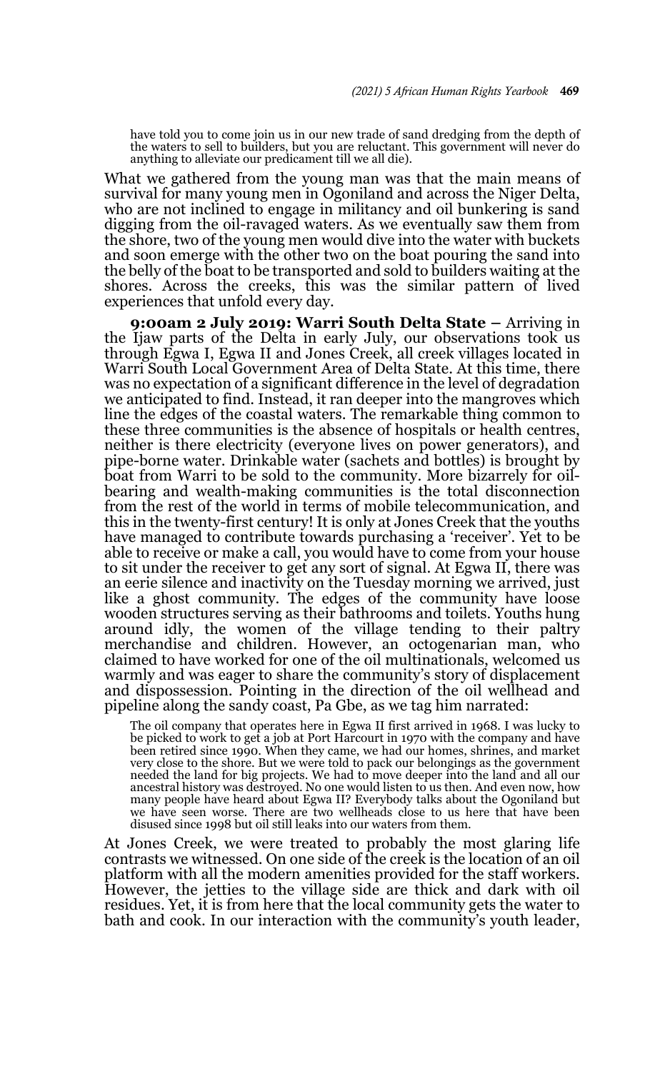> have told you to come join us in our new trade of sand dredging from the depth of the waters to sell to builders, but you are reluctant. This government will never do anything to alleviate our predicament till we all die).

What we gathered from the young man was that the main means of survival for many young men in Ogoniland and across the Niger Delta, who are not inclined to engage in militancy and oil bunkering is sand digging from the oil-ravaged waters. As we eventually saw them from the shore, two of the young men would dive into the water with buckets and soon emerge with the other two on the boat pouring the sand into the belly of the boat to be transported and sold to builders waiting at the shores. Across the creeks, this was the similar pattern of lived experiences that unfold every day.

**9:00am 2 July 2019: Warri South Delta State** – Arriving in the Ijaw parts of the Delta in early July, our observations took us through Egwa I, Egwa II and Jones Creek, all creek villages located in Warri South Local Government Area of Delta State. At this time, there was no expectation of a significant difference in the level of degradation we anticipated to find. Instead, it ran deeper into the mangroves which line the edges of the coastal waters. The remarkable thing common to these three communities is the absence of hospitals or health centres, neither is there electricity (everyone lives on power generators), and pipe-borne water. Drinkable water (sachets and bottles) is brought by boat from Warri to be sold to the community. More bizarrely for oil-bearing and wealth-making communities is the total disconnection from the rest of the world in terms of mobile telecommunication, and this in the twenty-first century! It is only at Jones Creek that the youths have managed to contribute towards purchasing a 'receiver'. Yet to be able to receive or make a call, you would have to come from your house to sit under the receiver to get any sort of signal. At Egwa II, there was an eerie silence and inactivity on the Tuesday morning we arrived, just like a ghost community. The edges of the community have loose wooden structures serving as their bathrooms and toilets. Youths hung around idly, the women of the village tending to their paltry merchandise and children. However, an octogenarian man, who claimed to have worked for one of the oil multinationals, welcomed us warmly and was eager to share the community's story of displacement and dispossession. Pointing in the direction of the oil wellhead and pipeline along the sandy coast, Pa Gbe, as we tag him narrated:

> The oil company that operates here in Egwa II first arrived in 1968. I was lucky to be picked to work to get a job at Port Harcourt in 1970 with the company and have been retired since 1990. When they came, we had our homes, shrines, and market very close to the shore. But we were told to pack our belongings as the government needed the land for big projects. We had to move deeper into the land and all our ancestral history was destroyed. No one would listen to us then. And even now, how many people have heard about Egwa II? Everybody talks about the Ogoniland but we have seen worse. There are two wellheads close to us here that have been disused since 1998 but oil still leaks into our waters from them.

At Jones Creek, we were treated to probably the most glaring life contrasts we witnessed. On one side of the creek is the location of an oil platform with all the modern amenities provided for the staff workers. However, the jetties to the village side are thick and dark with oil residues. Yet, it is from here that the local community gets the water to bath and cook. In our interaction with the community's youth leader,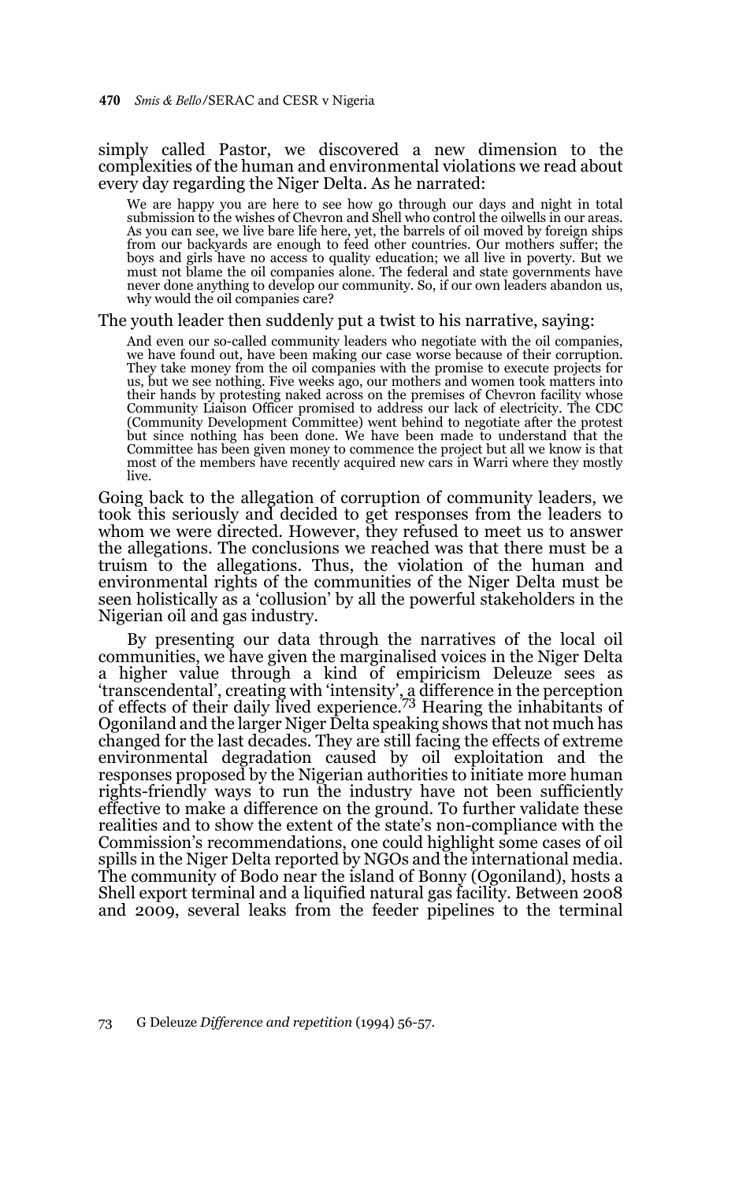simply called Pastor, we discovered a new dimension to the complexities of the human and environmental violations we read about every day regarding the Niger Delta. As he narrated:

> We are happy you are here to see how go through our days and night in total submission to the wishes of Chevron and Shell who control the oilwells in our areas. As you can see, we live bare life here, yet, the barrels of oil moved by foreign ships from our backyards are enough to feed other countries. Our mothers suffer; the boys and girls have no access to quality education; we all live in poverty. But we must not blame the oil companies alone. The federal and state governments have never done anything to develop our community. So, if our own leaders abandon us, why would the oil companies care?

The youth leader then suddenly put a twist to his narrative, saying:

> And even our so-called community leaders who negotiate with the oil companies, we have found out, have been making our case worse because of their corruption. They take money from the oil companies with the promise to execute projects for us, but we see nothing. Five weeks ago, our mothers and women took matters into their hands by protesting naked across on the premises of Chevron facility whose Community Liaison Officer promised to address our lack of electricity. The CDC (Community Development Committee) went behind to negotiate after the protest but since nothing has been done. We have been made to understand that the Committee has been given money to commence the project but all we know is that most of the members have recently acquired new cars in Warri where they mostly live.

Going back to the allegation of corruption of community leaders, we took this seriously and decided to get responses from the leaders to whom we were directed. However, they refused to meet us to answer the allegations. The conclusions we reached was that there must be a truism to the allegations. Thus, the violation of the human and environmental rights of the communities of the Niger Delta must be seen holistically as a 'collusion' by all the powerful stakeholders in the Nigerian oil and gas industry.

By presenting our data through the narratives of the local oil communities, we have given the marginalised voices in the Niger Delta a higher value through a kind of empiricism Deleuze sees as 'transcendental', creating with 'intensity', a difference in the perception of effects of their daily lived experience.[73] Hearing the inhabitants of Ogoniland and the larger Niger Delta speaking shows that not much has changed for the last decades. They are still facing the effects of extreme environmental degradation caused by oil exploitation and the responses proposed by the Nigerian authorities to initiate more human rights-friendly ways to run the industry have not been sufficiently effective to make a difference on the ground. To further validate these realities and to show the extent of the state's non-compliance with the Commission's recommendations, one could highlight some cases of oil spills in the Niger Delta reported by NGOs and the international media. The community of Bodo near the island of Bonny (Ogoniland), hosts a Shell export terminal and a liquified natural gas facility. Between 2008 and 2009, several leaks from the feeder pipelines to the terminal

---

73 G Deleuze *Difference and repetition* (1994) 56-57.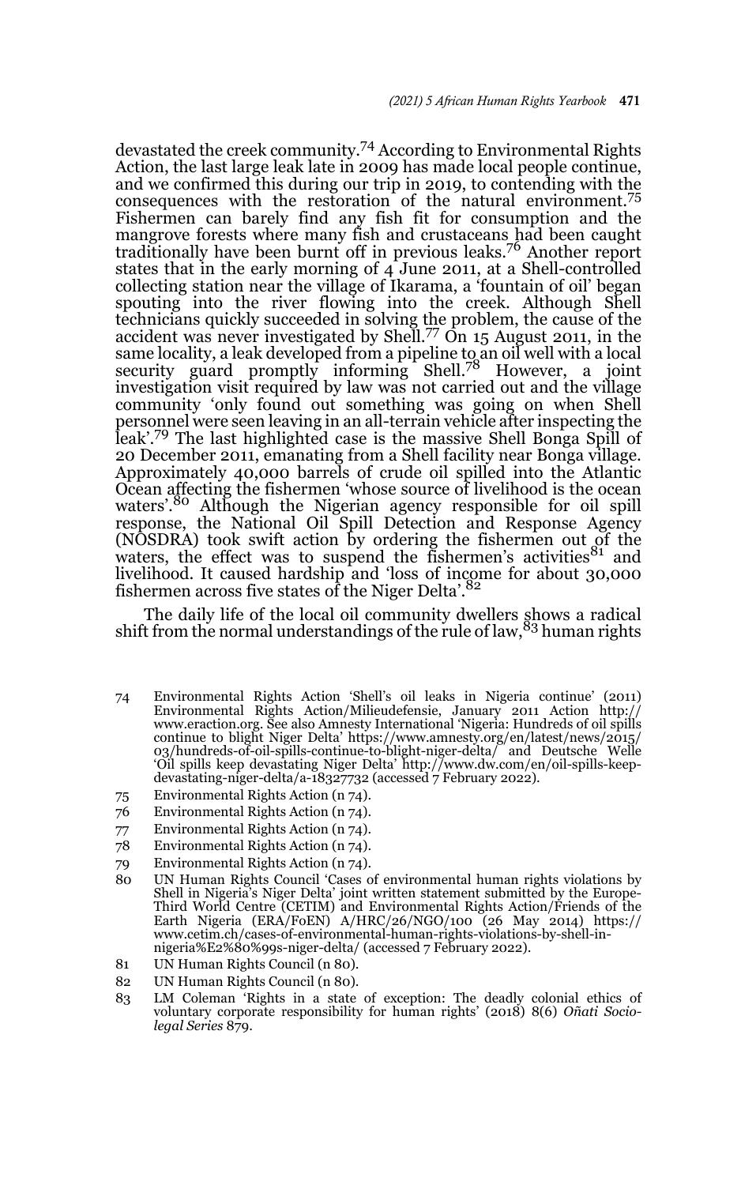devastated the creek community.[74] According to Environmental Rights Action, the last large leak late in 2009 has made local people continue, and we confirmed this during our trip in 2019, to contending with the consequences with the restoration of the natural environment.[75] Fishermen can barely find any fish fit for consumption and the mangrove forests where many fish and crustaceans had been caught traditionally have been burnt off in previous leaks.[76] Another report states that in the early morning of 4 June 2011, at a Shell-controlled collecting station near the village of Ikarama, a 'fountain of oil' began spouting into the river flowing into the creek. Although Shell technicians quickly succeeded in solving the problem, the cause of the accident was never investigated by Shell.[77] On 15 August 2011, in the same locality, a leak developed from a pipeline to an oil well with a local security guard promptly informing Shell.[78] However, a joint investigation visit required by law was not carried out and the village community 'only found out something was going on when Shell personnel were seen leaving in an all-terrain vehicle after inspecting the leak'.[79] The last highlighted case is the massive Shell Bonga Spill of 20 December 2011, emanating from a Shell facility near Bonga village. Approximately 40,000 barrels of crude oil spilled into the Atlantic Ocean affecting the fishermen 'whose source of livelihood is the ocean waters'.[80] Although the Nigerian agency responsible for oil spill response, the National Oil Spill Detection and Response Agency (NOSDRA) took swift action by ordering the fishermen out of the waters, the effect was to suspend the fishermen's activities[81] and livelihood. It caused hardship and 'loss of income for about 30,000 fishermen across five states of the Niger Delta'.[82]

The daily life of the local oil community dwellers shows a radical shift from the normal understandings of the rule of law,[83] human rights

---

74 Environmental Rights Action 'Shell's oil leaks in Nigeria continue' (2011) Environmental Rights Action/Milieudefensie, January 2011 Action http://www.eraction.org. See also Amnesty International 'Nigeria: Hundreds of oil spills continue to blight Niger Delta' https://www.amnesty.org/en/latest/news/2015/03/hundreds-of-oil-spills-continue-to-blight-niger-delta/ and Deutsche Welle 'Oil spills keep devastating Niger Delta' http://www.dw.com/en/oil-spills-keep-devastating-niger-delta/a-18327732 (accessed 7 February 2022).

75 Environmental Rights Action (n 74).

76 Environmental Rights Action (n 74).

77 Environmental Rights Action (n 74).

78 Environmental Rights Action (n 74).

79 Environmental Rights Action (n 74).

80 UN Human Rights Council 'Cases of environmental human rights violations by Shell in Nigeria's Niger Delta' joint written statement submitted by the Europe-Third World Centre (CETIM) and Environmental Rights Action/Friends of the Earth Nigeria (ERA/FoEN) A/HRC/26/NGO/100 (26 May 2014) https://www.cetim.ch/cases-of-environmental-human-rights-violations-by-shell-in-nigeria%E2%80%99s-niger-delta/ (accessed 7 February 2022).

81 UN Human Rights Council (n 80).

82 UN Human Rights Council (n 80).

83 LM Coleman 'Rights in a state of exception: The deadly colonial ethics of voluntary corporate responsibility for human rights' (2018) 8(6) *Oñati Socio-legal Series* 879.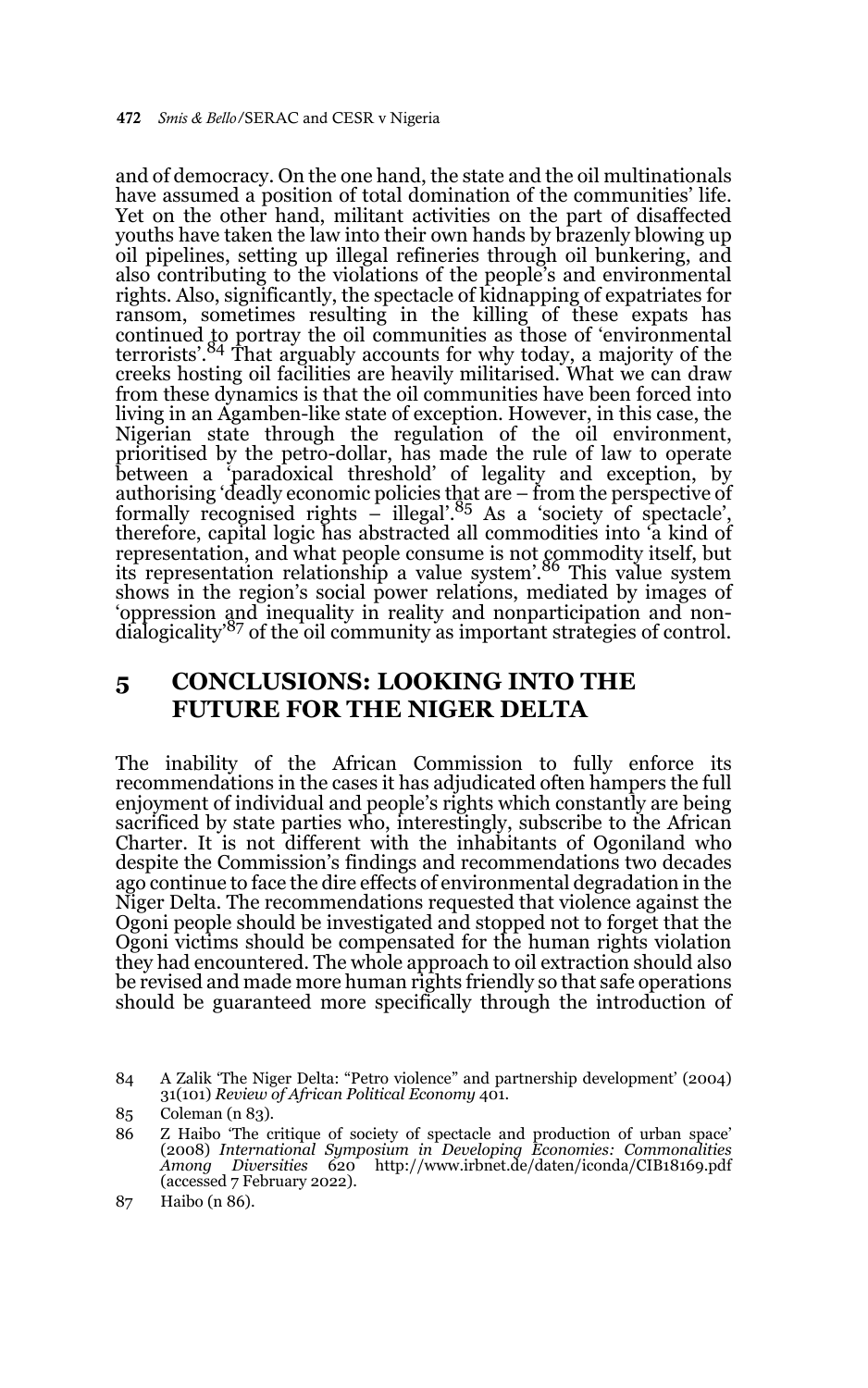and of democracy. On the one hand, the state and the oil multinationals have assumed a position of total domination of the communities' life. Yet on the other hand, militant activities on the part of disaffected youths have taken the law into their own hands by brazenly blowing up oil pipelines, setting up illegal refineries through oil bunkering, and also contributing to the violations of the people's and environmental rights. Also, significantly, the spectacle of kidnapping of expatriates for ransom, sometimes resulting in the killing of these expats has continued to portray the oil communities as those of 'environmental terrorists'.[84] That arguably accounts for why today, a majority of the creeks hosting oil facilities are heavily militarised. What we can draw from these dynamics is that the oil communities have been forced into living in an Agamben-like state of exception. However, in this case, the Nigerian state through the regulation of the oil environment, prioritised by the petro-dollar, has made the rule of law to operate between a 'paradoxical threshold' of legality and exception, by authorising 'deadly economic policies that are – from the perspective of formally recognised rights – illegal'.[85] As a 'society of spectacle', therefore, capital logic has abstracted all commodities into 'a kind of representation, and what people consume is not commodity itself, but its representation relationship a value system'.[86] This value system shows in the region's social power relations, mediated by images of 'oppression and inequality in reality and nonparticipation and non-dialogicality'[87] of the oil community as important strategies of control.

## 5 CONCLUSIONS: LOOKING INTO THE FUTURE FOR THE NIGER DELTA

The inability of the African Commission to fully enforce its recommendations in the cases it has adjudicated often hampers the full enjoyment of individual and people's rights which constantly are being sacrificed by state parties who, interestingly, subscribe to the African Charter. It is not different with the inhabitants of Ogoniland who despite the Commission's findings and recommendations two decades ago continue to face the dire effects of environmental degradation in the Niger Delta. The recommendations requested that violence against the Ogoni people should be investigated and stopped not to forget that the Ogoni victims should be compensated for the human rights violation they had encountered. The whole approach to oil extraction should also be revised and made more human rights friendly so that safe operations should be guaranteed more specifically through the introduction of

---

84 A Zalik 'The Niger Delta: "Petro violence" and partnership development' (2004) 31(101) *Review of African Political Economy* 401.

85 Coleman (n 83).

86 Z Haibo 'The critique of society of spectacle and production of urban space' (2008) *International Symposium in Developing Economies: Commonalities Among Diversities* 620 http://www.irbnet.de/daten/iconda/CIB18169.pdf (accessed 7 February 2022).

87 Haibo (n 86).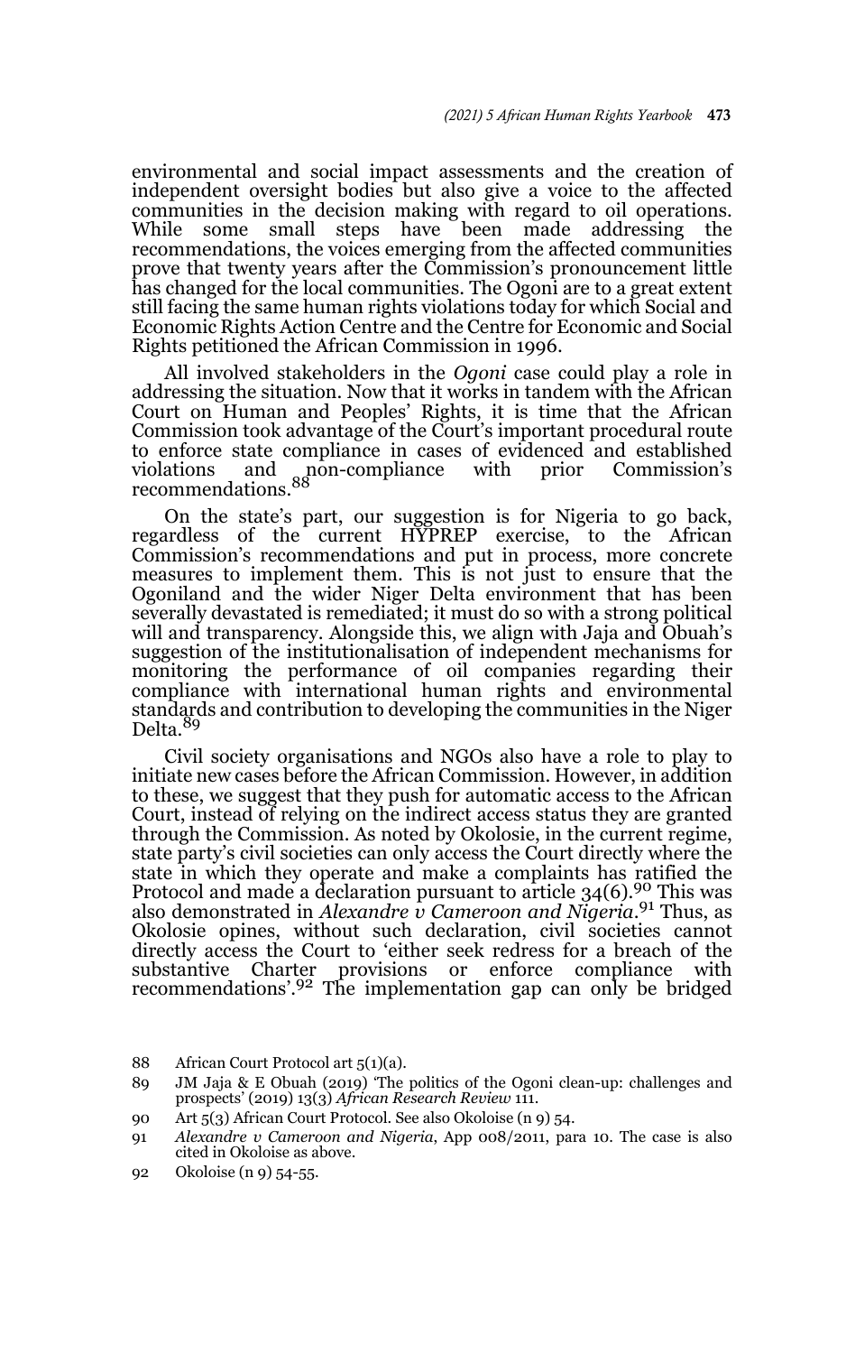environmental and social impact assessments and the creation of independent oversight bodies but also give a voice to the affected communities in the decision making with regard to oil operations. While some small steps have been made addressing the recommendations, the voices emerging from the affected communities prove that twenty years after the Commission's pronouncement little has changed for the local communities. The Ogoni are to a great extent still facing the same human rights violations today for which Social and Economic Rights Action Centre and the Centre for Economic and Social Rights petitioned the African Commission in 1996.

All involved stakeholders in the *Ogoni* case could play a role in addressing the situation. Now that it works in tandem with the African Court on Human and Peoples' Rights, it is time that the African Commission took advantage of the Court's important procedural route to enforce state compliance in cases of evidenced and established violations and non-compliance with prior Commission's recommendations.[88]

On the state's part, our suggestion is for Nigeria to go back, regardless of the current HYPREP exercise, to the African Commission's recommendations and put in process, more concrete measures to implement them. This is not just to ensure that the Ogoniland and the wider Niger Delta environment that has been severally devastated is remediated; it must do so with a strong political will and transparency. Alongside this, we align with Jaja and Obuah's suggestion of the institutionalisation of independent mechanisms for monitoring the performance of oil companies regarding their compliance with international human rights and environmental standards and contribution to developing the communities in the Niger Delta.[89]

Civil society organisations and NGOs also have a role to play to initiate new cases before the African Commission. However, in addition to these, we suggest that they push for automatic access to the African Court, instead of relying on the indirect access status they are granted through the Commission. As noted by Okolosie, in the current regime, state party's civil societies can only access the Court directly where the state in which they operate and make a complaints has ratified the Protocol and made a declaration pursuant to article 34(6).[90] This was also demonstrated in *Alexandre v Cameroon and Nigeria*.[91] Thus, as Okolosie opines, without such declaration, civil societies cannot directly access the Court to 'either seek redress for a breach of the substantive Charter provisions or enforce compliance with recommendations'.[92] The implementation gap can only be bridged

88 African Court Protocol art 5(1)(a).

89 JM Jaja & E Obuah (2019) 'The politics of the Ogoni clean-up: challenges and prospects' (2019) 13(3) *African Research Review* 111.

90 Art 5(3) African Court Protocol. See also Okoloise (n 9) 54.

91 *Alexandre v Cameroon and Nigeria*, App 008/2011, para 10. The case is also cited in Okoloise as above.

92 Okoloise (n 9) 54-55.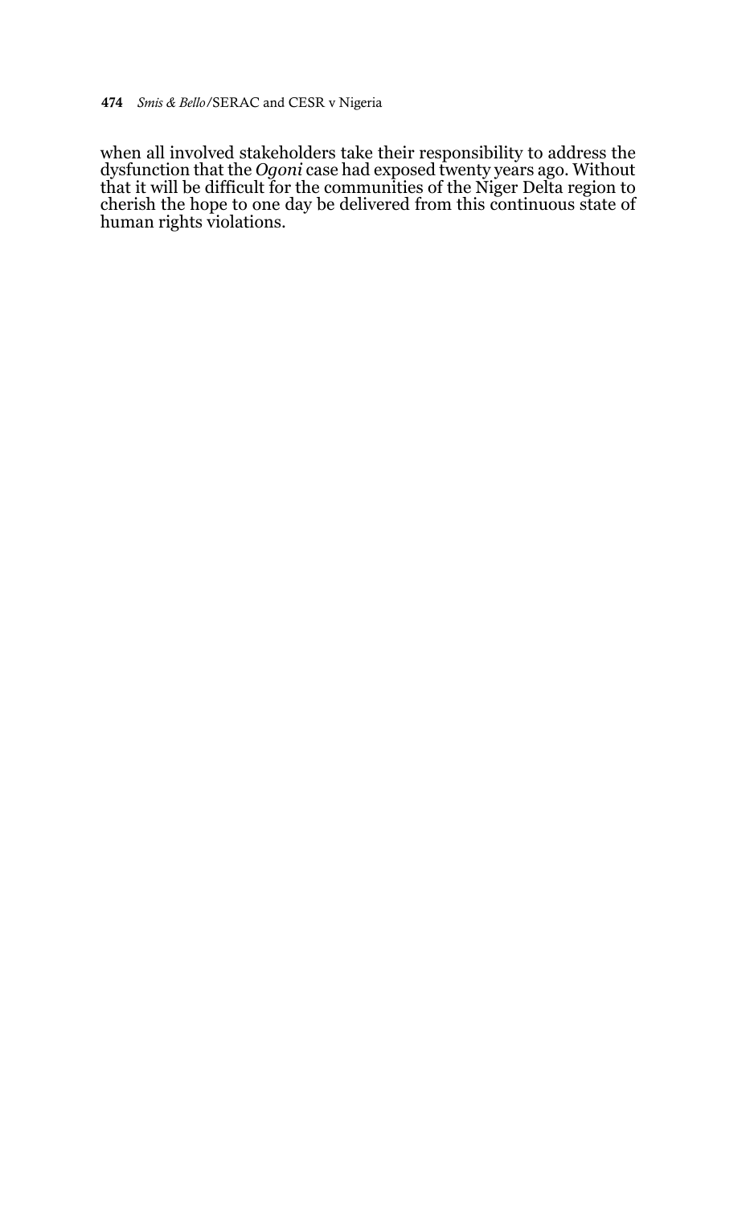when all involved stakeholders take their responsibility to address the dysfunction that the *Ogoni* case had exposed twenty years ago. Without that it will be difficult for the communities of the Niger Delta region to cherish the hope to one day be delivered from this continuous state of human rights violations.